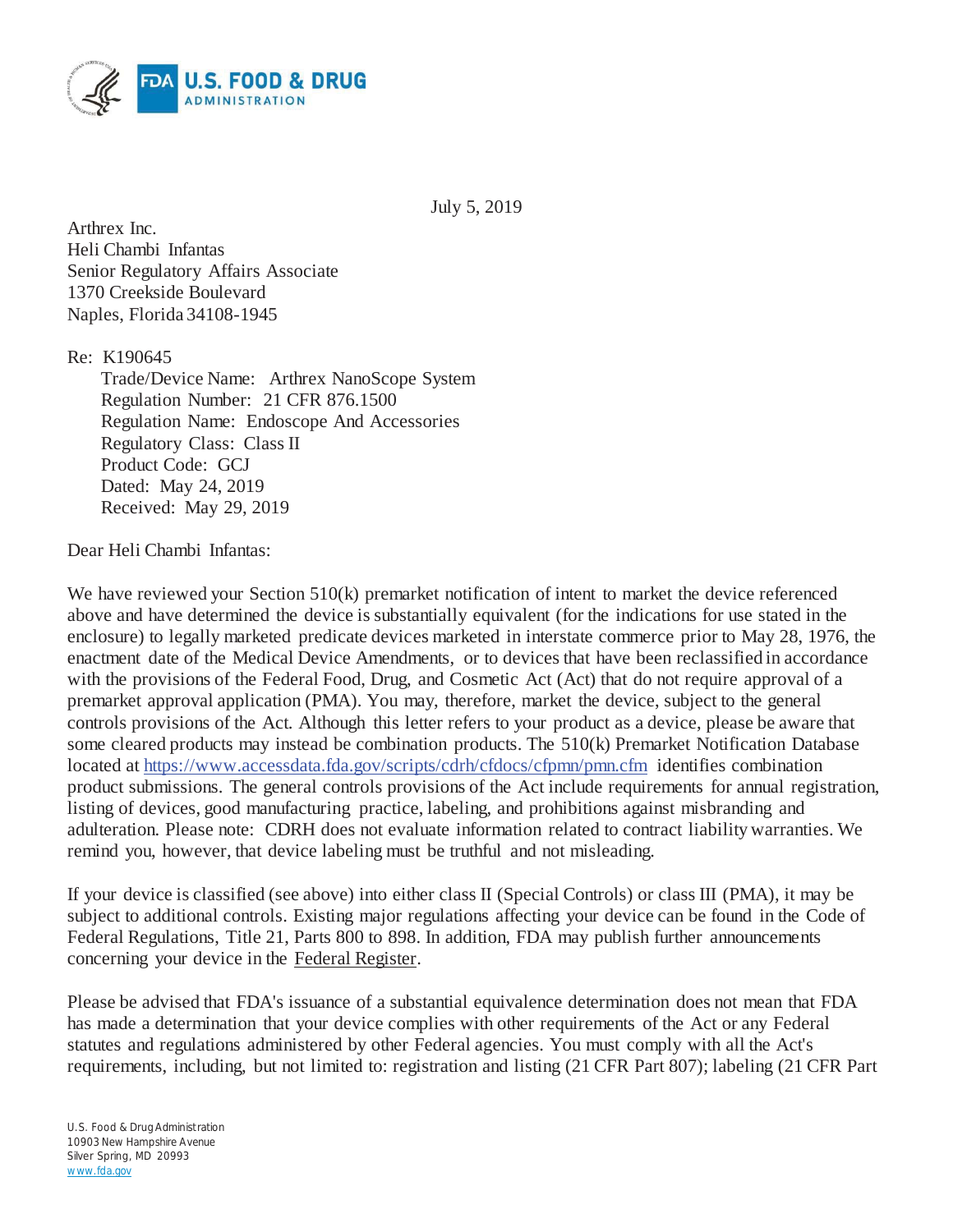July 5, 2019

Arthrex Inc.
Heli Chambi Infantas
Senior Regulatory Affairs Associate
1370 Creekside Boulevard
Naples, Florida 34108-1945

Re: K190645

Trade/Device Name: Arthrex NanoScope System
Regulation Number: 21 CFR 876.1500
Regulation Name: Endoscope And Accessories
Regulatory Class: Class II
Product Code: GCJ
Dated: May 24, 2019
Received: May 29, 2019

Dear Heli Chambi Infantas:

We have reviewed your Section 510(k) premarket notification of intent to market the device referenced above and have determined the device is substantially equivalent (for the indications for use stated in the enclosure) to legally marketed predicate devices marketed in interstate commerce prior to May 28, 1976, the enactment date of the Medical Device Amendments, or to devices that have been reclassified in accordance with the provisions of the Federal Food, Drug, and Cosmetic Act (Act) that do not require approval of a premarket approval application (PMA). You may, therefore, market the device, subject to the general controls provisions of the Act. Although this letter refers to your product as a device, please be aware that some cleared products may instead be combination products. The 510(k) Premarket Notification Database located at https://www.accessdata.fda.gov/scripts/cdrh/cfdocs/cfpmn/pmn.cfm identifies combination product submissions. The general controls provisions of the Act include requirements for annual registration, listing of devices, good manufacturing practice, labeling, and prohibitions against misbranding and adulteration. Please note: CDRH does not evaluate information related to contract liability warranties. We remind you, however, that device labeling must be truthful and not misleading.

If your device is classified (see above) into either class II (Special Controls) or class III (PMA), it may be subject to additional controls. Existing major regulations affecting your device can be found in the Code of Federal Regulations, Title 21, Parts 800 to 898. In addition, FDA may publish further announcements concerning your device in the Federal Register.

Please be advised that FDA's issuance of a substantial equivalence determination does not mean that FDA has made a determination that your device complies with other requirements of the Act or any Federal statutes and regulations administered by other Federal agencies. You must comply with all the Act's requirements, including, but not limited to: registration and listing (21 CFR Part 807); labeling (21 CFR Part

U.S. Food & Drug Administration
10903 New Hampshire Avenue
Silver Spring, MD 20993
www.fda.gov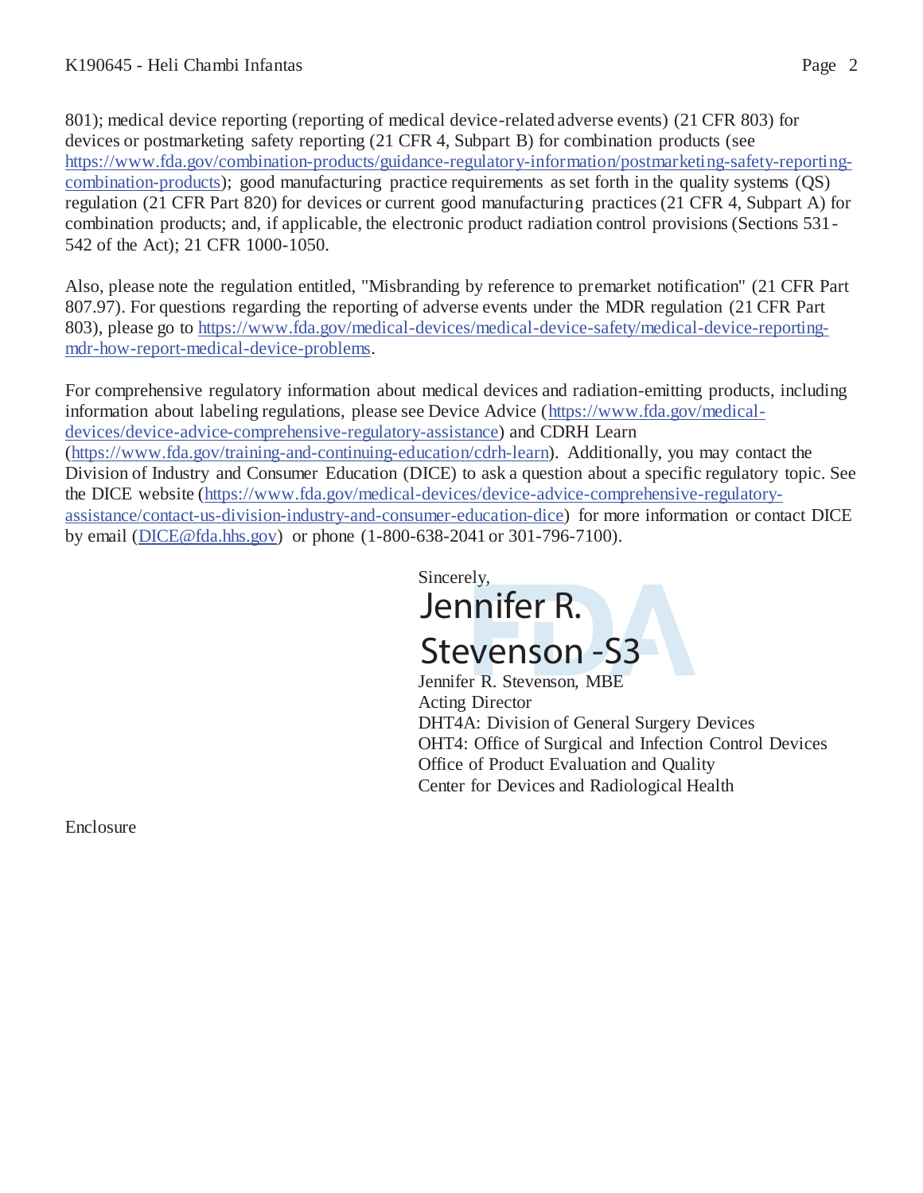801); medical device reporting (reporting of medical device-related adverse events) (21 CFR 803) for devices or postmarketing safety reporting (21 CFR 4, Subpart B) for combination products (see https://www.fda.gov/combination-products/guidance-regulatory-information/postmarketing-safety-reporting-combination-products); good manufacturing practice requirements as set forth in the quality systems (QS) regulation (21 CFR Part 820) for devices or current good manufacturing practices (21 CFR 4, Subpart A) for combination products; and, if applicable, the electronic product radiation control provisions (Sections 531-542 of the Act); 21 CFR 1000-1050.

Also, please note the regulation entitled, "Misbranding by reference to premarket notification" (21 CFR Part 807.97). For questions regarding the reporting of adverse events under the MDR regulation (21 CFR Part 803), please go to https://www.fda.gov/medical-devices/medical-device-safety/medical-device-reporting-mdr-how-report-medical-device-problems.

For comprehensive regulatory information about medical devices and radiation-emitting products, including information about labeling regulations, please see Device Advice (https://www.fda.gov/medical-devices/device-advice-comprehensive-regulatory-assistance) and CDRH Learn (https://www.fda.gov/training-and-continuing-education/cdrh-learn). Additionally, you may contact the Division of Industry and Consumer Education (DICE) to ask a question about a specific regulatory topic. See the DICE website (https://www.fda.gov/medical-devices/device-advice-comprehensive-regulatory-assistance/contact-us-division-industry-and-consumer-education-dice) for more information or contact DICE by email (DICE@fda.hhs.gov) or phone (1-800-638-2041 or 301-796-7100).

Sincerely,

Jennifer R. Stevenson -S3

Jennifer R. Stevenson, MBE
Acting Director
DHT4A: Division of General Surgery Devices
OHT4: Office of Surgical and Infection Control Devices
Office of Product Evaluation and Quality
Center for Devices and Radiological Health

Enclosure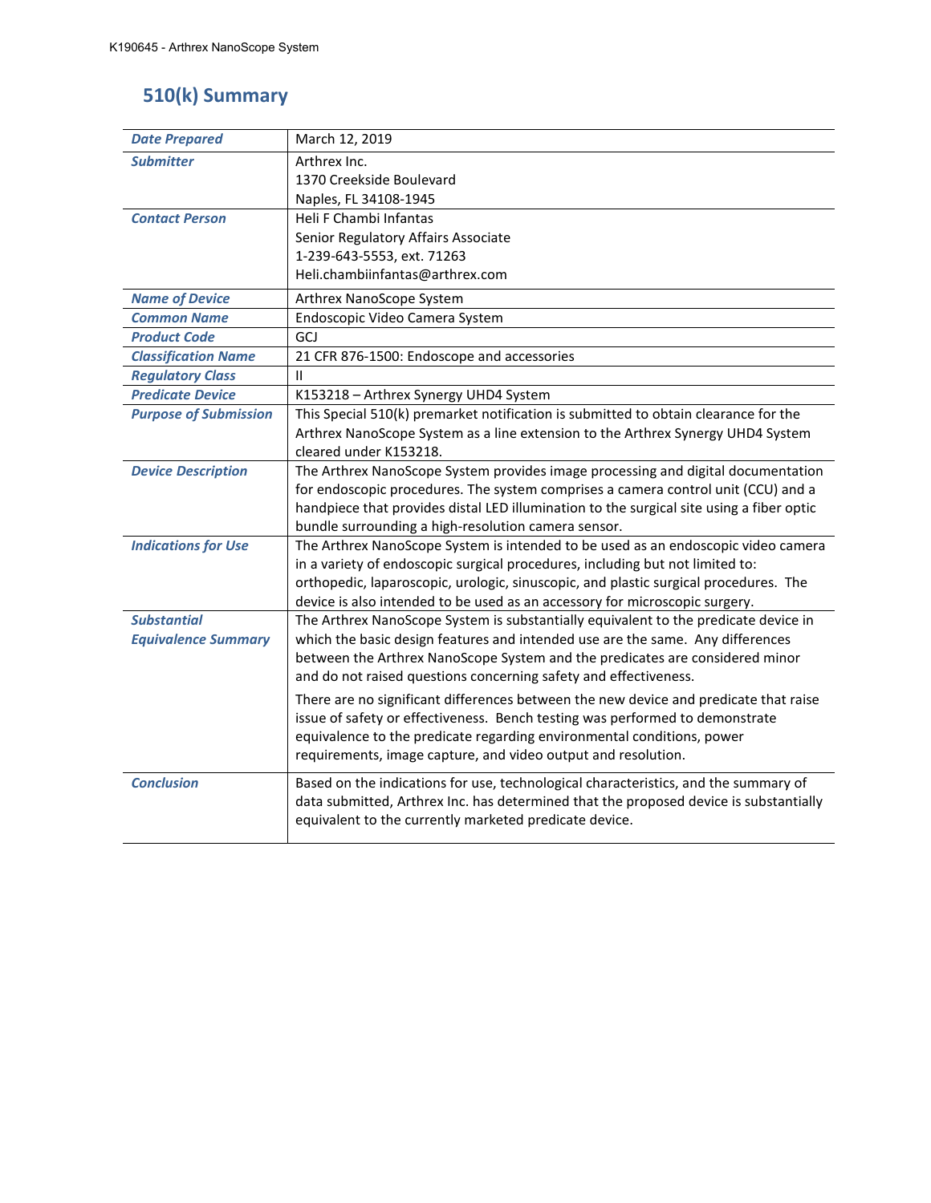# 510(k) Summary

| | |
|---|---|
| ***Date Prepared*** | March 12, 2019 |
| ***Submitter*** | Arthrex Inc.<br>1370 Creekside Boulevard<br>Naples, FL 34108-1945 |
| ***Contact Person*** | Heli F Chambi Infantas<br>Senior Regulatory Affairs Associate<br>1-239-643-5553, ext. 71263<br>Heli.chambiinfantas@arthrex.com |
| ***Name of Device*** | Arthrex NanoScope System |
| ***Common Name*** | Endoscopic Video Camera System |
| ***Product Code*** | GCJ |
| ***Classification Name*** | 21 CFR 876-1500: Endoscope and accessories |
| ***Regulatory Class*** | II |
| ***Predicate Device*** | K153218 – Arthrex Synergy UHD4 System |
| ***Purpose of Submission*** | This Special 510(k) premarket notification is submitted to obtain clearance for the Arthrex NanoScope System as a line extension to the Arthrex Synergy UHD4 System cleared under K153218. |
| ***Device Description*** | The Arthrex NanoScope System provides image processing and digital documentation for endoscopic procedures. The system comprises a camera control unit (CCU) and a handpiece that provides distal LED illumination to the surgical site using a fiber optic bundle surrounding a high-resolution camera sensor. |
| ***Indications for Use*** | The Arthrex NanoScope System is intended to be used as an endoscopic video camera in a variety of endoscopic surgical procedures, including but not limited to: orthopedic, laparoscopic, urologic, sinuscopic, and plastic surgical procedures. The device is also intended to be used as an accessory for microscopic surgery. |
| ***Substantial Equivalence Summary*** | The Arthrex NanoScope System is substantially equivalent to the predicate device in which the basic design features and intended use are the same. Any differences between the Arthrex NanoScope System and the predicates are considered minor and do not raised questions concerning safety and effectiveness.<br><br>There are no significant differences between the new device and predicate that raise issue of safety or effectiveness. Bench testing was performed to demonstrate equivalence to the predicate regarding environmental conditions, power requirements, image capture, and video output and resolution. |
| ***Conclusion*** | Based on the indications for use, technological characteristics, and the summary of data submitted, Arthrex Inc. has determined that the proposed device is substantially equivalent to the currently marketed predicate device. |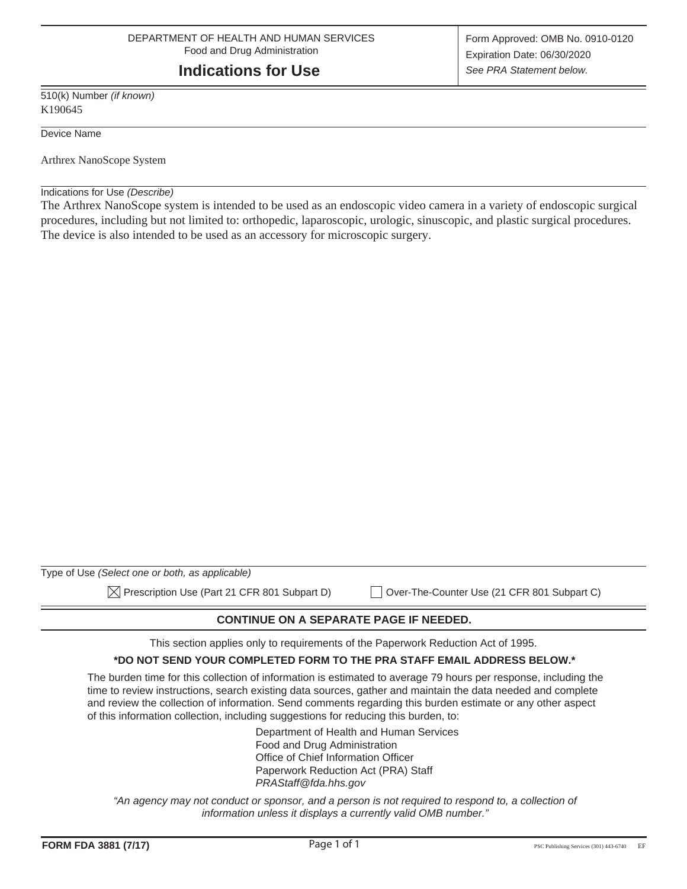DEPARTMENT OF HEALTH AND HUMAN SERVICES
Food and Drug Administration

# Indications for Use

Form Approved: OMB No. 0910-0120
Expiration Date: 06/30/2020
*See PRA Statement below.*

510(k) Number *(if known)*
K190645

Device Name

Arthrex NanoScope System

Indications for Use *(Describe)*
The Arthrex NanoScope system is intended to be used as an endoscopic video camera in a variety of endoscopic surgical procedures, including but not limited to: orthopedic, laparoscopic, urologic, sinuscopic, and plastic surgical procedures. The device is also intended to be used as an accessory for microscopic surgery.

Type of Use *(Select one or both, as applicable)*

☒ Prescription Use (Part 21 CFR 801 Subpart D) ☐ Over-The-Counter Use (21 CFR 801 Subpart C)

**CONTINUE ON A SEPARATE PAGE IF NEEDED.**

This section applies only to requirements of the Paperwork Reduction Act of 1995.

***DO NOT SEND YOUR COMPLETED FORM TO THE PRA STAFF EMAIL ADDRESS BELOW.***

The burden time for this collection of information is estimated to average 79 hours per response, including the time to review instructions, search existing data sources, gather and maintain the data needed and complete and review the collection of information. Send comments regarding this burden estimate or any other aspect of this information collection, including suggestions for reducing this burden, to:

Department of Health and Human Services
Food and Drug Administration
Office of Chief Information Officer
Paperwork Reduction Act (PRA) Staff
*PRAStaff@fda.hhs.gov*

*"An agency may not conduct or sponsor, and a person is not required to respond to, a collection of information unless it displays a currently valid OMB number."*

**FORM FDA 3881 (7/17)** PSC Publishing Services (301) 443-6740 EF